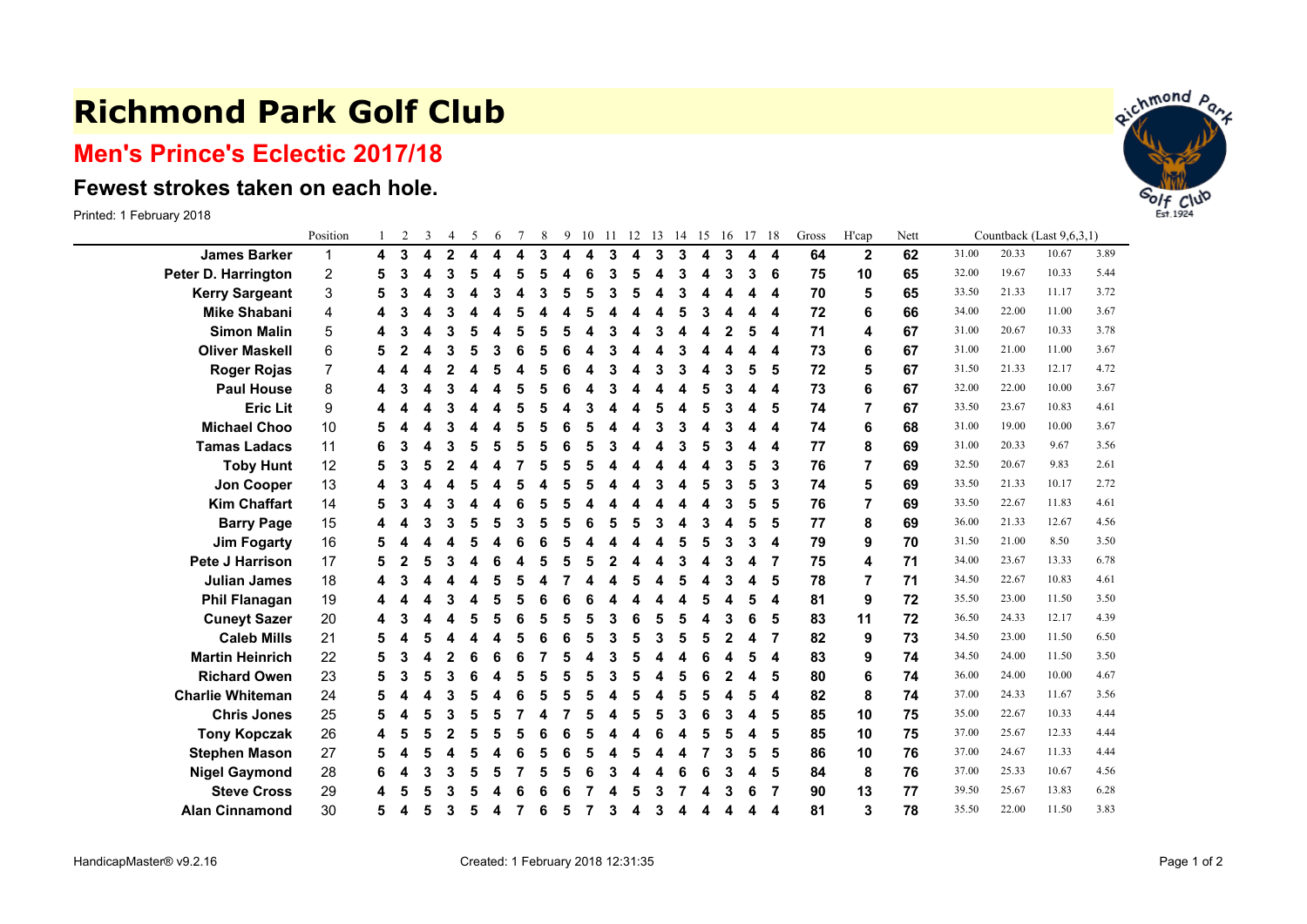# Richmond Park Golf Club

## Men's Prince's Eclectic 2017/18

### Fewest strokes taken on each hole.

Printed: 1 February 2018

| | Position | 1 | 2 | 3 | 4 | 5 | 6 | 7 | 8 | 9 | 10 | 11 | 12 | 13 | 14 | 15 | 16 | 17 | 18 | Gross | H'cap | Nett | Countback (Last 9,6,3,1) | | | |
|---|---|---|---|---|---|---|---|---|---|---|---|---|---|---|---|---|---|---|---|---|---|---|---|---|---|---|
| **James Barker** | 1 | **4** | **3** | **4** | **2** | **4** | **4** | **4** | **3** | **4** | **4** | **3** | **4** | **3** | **3** | **4** | **3** | **4** | **4** | **64** | **2** | **62** | 31.00 | 20.33 | 10.67 | 3.89 |
| **Peter D. Harrington** | 2 | **5** | **3** | **4** | **3** | **5** | **4** | **5** | **5** | **4** | **6** | **3** | **5** | **4** | **3** | **4** | **3** | **3** | **6** | **75** | **10** | **65** | 32.00 | 19.67 | 10.33 | 5.44 |
| **Kerry Sargeant** | 3 | **5** | **3** | **4** | **3** | **4** | **3** | **4** | **3** | **5** | **5** | **3** | **5** | **4** | **3** | **4** | **4** | **4** | **4** | **70** | **5** | **65** | 33.50 | 21.33 | 11.17 | 3.72 |
| **Mike Shabani** | 4 | **4** | **3** | **4** | **3** | **4** | **4** | **5** | **4** | **4** | **5** | **4** | **4** | **4** | **5** | **3** | **4** | **4** | **4** | **72** | **6** | **66** | 34.00 | 22.00 | 11.00 | 3.67 |
| **Simon Malin** | 5 | **4** | **3** | **4** | **3** | **5** | **4** | **5** | **5** | **5** | **4** | **3** | **4** | **3** | **4** | **4** | **2** | **5** | **4** | **71** | **4** | **67** | 31.00 | 20.67 | 10.33 | 3.78 |
| **Oliver Maskell** | 6 | **5** | **2** | **4** | **3** | **5** | **3** | **6** | **5** | **6** | **4** | **3** | **4** | **4** | **3** | **4** | **4** | **4** | **4** | **73** | **6** | **67** | 31.00 | 21.00 | 11.00 | 3.67 |
| **Roger Rojas** | 7 | **4** | **4** | **4** | **2** | **4** | **5** | **4** | **5** | **6** | **4** | **3** | **4** | **3** | **3** | **4** | **3** | **5** | **5** | **72** | **5** | **67** | 31.50 | 21.33 | 12.17 | 4.72 |
| **Paul House** | 8 | **4** | **3** | **4** | **3** | **4** | **4** | **5** | **5** | **6** | **4** | **3** | **4** | **4** | **4** | **5** | **3** | **4** | **4** | **73** | **6** | **67** | 32.00 | 22.00 | 10.00 | 3.67 |
| **Eric Lit** | 9 | **4** | **4** | **4** | **3** | **4** | **4** | **5** | **5** | **4** | **3** | **4** | **4** | **5** | **4** | **5** | **3** | **4** | **5** | **74** | **7** | **67** | 33.50 | 23.67 | 10.83 | 4.61 |
| **Michael Choo** | 10 | **5** | **4** | **4** | **3** | **4** | **4** | **5** | **5** | **6** | **5** | **4** | **4** | **3** | **3** | **4** | **3** | **4** | **4** | **74** | **6** | **68** | 31.00 | 19.00 | 10.00 | 3.67 |
| **Tamas Ladacs** | 11 | **6** | **3** | **4** | **3** | **5** | **5** | **5** | **5** | **6** | **5** | **3** | **4** | **4** | **3** | **5** | **3** | **4** | **4** | **77** | **8** | **69** | 31.00 | 20.33 | 9.67 | 3.56 |
| **Toby Hunt** | 12 | **5** | **3** | **5** | **2** | **4** | **4** | **7** | **5** | **5** | **5** | **4** | **4** | **4** | **4** | **4** | **3** | **5** | **3** | **76** | **7** | **69** | 32.50 | 20.67 | 9.83 | 2.61 |
| **Jon Cooper** | 13 | **4** | **3** | **4** | **4** | **5** | **4** | **5** | **4** | **5** | **5** | **4** | **4** | **3** | **4** | **5** | **3** | **5** | **3** | **74** | **5** | **69** | 33.50 | 21.33 | 10.17 | 2.72 |
| **Kim Chaffart** | 14 | **5** | **3** | **4** | **3** | **4** | **4** | **6** | **5** | **5** | **4** | **4** | **4** | **4** | **4** | **4** | **3** | **5** | **5** | **76** | **7** | **69** | 33.50 | 22.67 | 11.83 | 4.61 |
| **Barry Page** | 15 | **4** | **4** | **3** | **3** | **5** | **5** | **3** | **5** | **5** | **6** | **5** | **5** | **3** | **4** | **3** | **4** | **5** | **5** | **77** | **8** | **69** | 36.00 | 21.33 | 12.67 | 4.56 |
| **Jim Fogarty** | 16 | **5** | **4** | **4** | **4** | **5** | **4** | **6** | **6** | **5** | **4** | **4** | **4** | **4** | **5** | **5** | **3** | **3** | **4** | **79** | **9** | **70** | 31.50 | 21.00 | 8.50 | 3.50 |
| **Pete J Harrison** | 17 | **5** | **2** | **5** | **3** | **4** | **6** | **4** | **5** | **5** | **5** | **2** | **4** | **4** | **3** | **4** | **3** | **4** | **7** | **75** | **4** | **71** | 34.00 | 23.67 | 13.33 | 6.78 |
| **Julian James** | 18 | **4** | **3** | **4** | **4** | **4** | **5** | **5** | **4** | **7** | **4** | **4** | **5** | **4** | **5** | **4** | **3** | **4** | **5** | **78** | **7** | **71** | 34.50 | 22.67 | 10.83 | 4.61 |
| **Phil Flanagan** | 19 | **4** | **4** | **4** | **3** | **4** | **5** | **5** | **6** | **6** | **6** | **4** | **4** | **4** | **4** | **5** | **4** | **5** | **4** | **81** | **9** | **72** | 35.50 | 23.00 | 11.50 | 3.50 |
| **Cuneyt Sazer** | 20 | **4** | **3** | **4** | **4** | **5** | **5** | **6** | **5** | **5** | **5** | **3** | **6** | **5** | **5** | **4** | **3** | **6** | **5** | **83** | **11** | **72** | 36.50 | 24.33 | 12.17 | 4.39 |
| **Caleb Mills** | 21 | **5** | **4** | **5** | **4** | **4** | **4** | **5** | **6** | **6** | **5** | **3** | **5** | **3** | **5** | **5** | **2** | **4** | **7** | **82** | **9** | **73** | 34.50 | 23.00 | 11.50 | 6.50 |
| **Martin Heinrich** | 22 | **5** | **3** | **4** | **2** | **6** | **6** | **6** | **7** | **5** | **4** | **3** | **5** | **4** | **4** | **6** | **4** | **5** | **4** | **83** | **9** | **74** | 34.50 | 24.00 | 11.50 | 3.50 |
| **Richard Owen** | 23 | **5** | **3** | **5** | **3** | **6** | **4** | **5** | **5** | **5** | **5** | **3** | **5** | **4** | **5** | **6** | **2** | **4** | **5** | **80** | **6** | **74** | 36.00 | 24.00 | 10.00 | 4.67 |
| **Charlie Whiteman** | 24 | **5** | **4** | **4** | **3** | **5** | **4** | **6** | **5** | **5** | **5** | **4** | **5** | **4** | **5** | **5** | **4** | **5** | **4** | **82** | **8** | **74** | 37.00 | 24.33 | 11.67 | 3.56 |
| **Chris Jones** | 25 | **5** | **4** | **5** | **3** | **5** | **5** | **7** | **4** | **7** | **5** | **4** | **5** | **5** | **3** | **6** | **3** | **4** | **5** | **85** | **10** | **75** | 35.00 | 22.67 | 10.33 | 4.44 |
| **Tony Kopczak** | 26 | **4** | **5** | **5** | **2** | **5** | **5** | **5** | **6** | **6** | **5** | **4** | **4** | **6** | **4** | **5** | **5** | **4** | **5** | **85** | **10** | **75** | 37.00 | 25.67 | 12.33 | 4.44 |
| **Stephen Mason** | 27 | **5** | **4** | **5** | **4** | **5** | **4** | **6** | **5** | **6** | **5** | **4** | **5** | **4** | **4** | **7** | **3** | **5** | **5** | **86** | **10** | **76** | 37.00 | 24.67 | 11.33 | 4.44 |
| **Nigel Gaymond** | 28 | **6** | **4** | **3** | **3** | **5** | **5** | **7** | **5** | **5** | **6** | **3** | **4** | **4** | **6** | **6** | **3** | **4** | **5** | **84** | **8** | **76** | 37.00 | 25.33 | 10.67 | 4.56 |
| **Steve Cross** | 29 | **4** | **5** | **5** | **3** | **5** | **4** | **6** | **6** | **6** | **7** | **4** | **5** | **3** | **7** | **4** | **3** | **6** | **7** | **90** | **13** | **77** | 39.50 | 25.67 | 13.83 | 6.28 |
| **Alan Cinnamond** | 30 | **5** | **4** | **5** | **3** | **5** | **4** | **7** | **6** | **5** | **7** | **3** | **4** | **3** | **4** | **4** | **4** | **4** | **4** | **81** | **3** | **78** | 35.50 | 22.00 | 11.50 | 3.83 |

HandicapMaster® v9.2.16 Created: 1 February 2018 12:31:35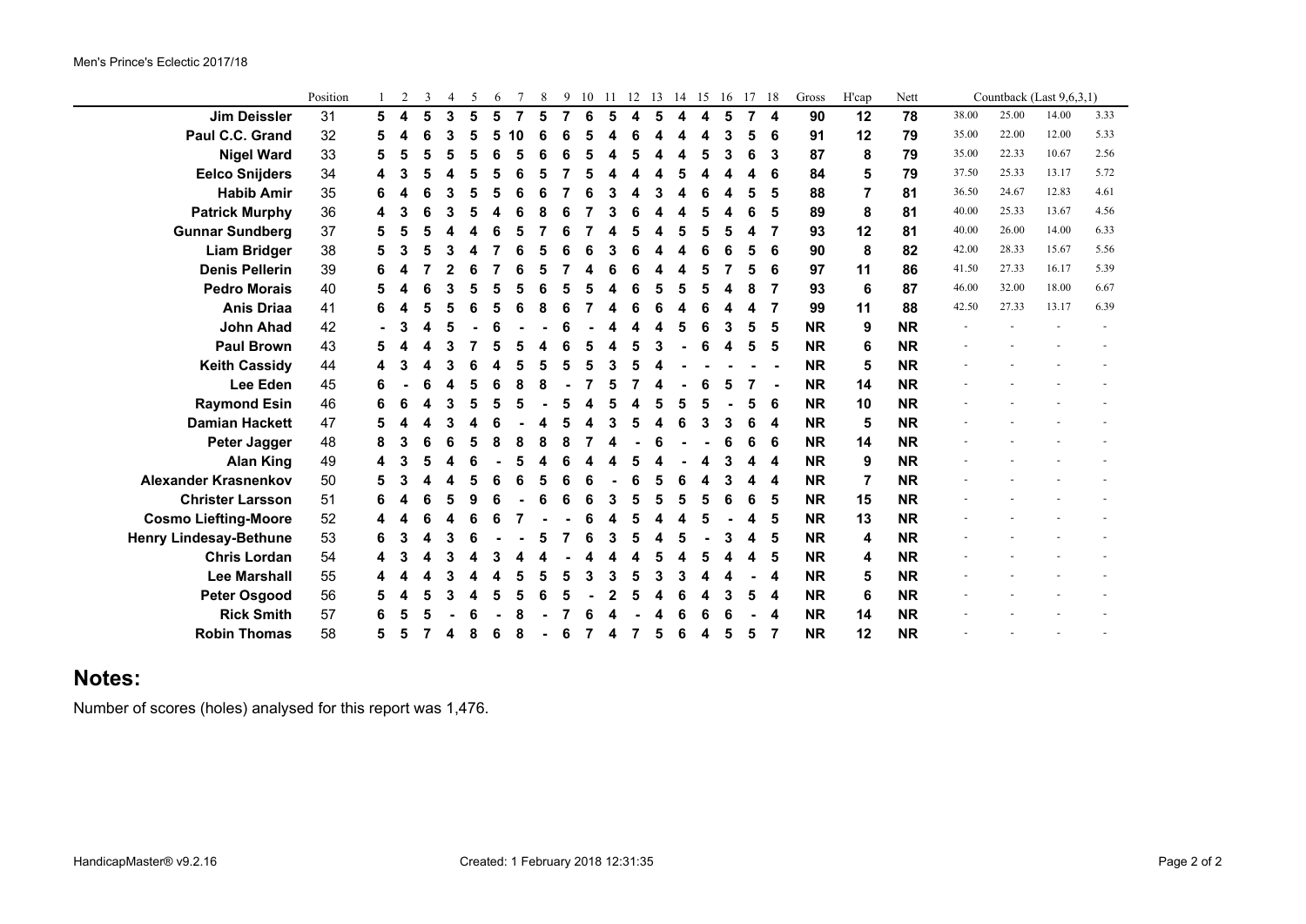| | Position | 1 | 2 | 3 | 4 | 5 | 6 | 7 | 8 | 9 | 10 | 11 | 12 | 13 | 14 | 15 | 16 | 17 | 18 | Gross | H'cap | Nett | Countback (Last 9,6,3,1) | | | |
|---|---|---|---|---|---|---|---|---|---|---|---|---|---|---|---|---|---|---|---|---|---|---|---|---|---|---|
| **Jim Deissler** | 31 | **5** | **4** | **5** | **3** | **5** | **5** | **7** | **5** | **7** | **6** | **5** | **4** | **5** | **4** | **4** | **5** | **7** | **4** | **90** | **12** | **78** | 38.00 | 25.00 | 14.00 | 3.33 |
| **Paul C.C. Grand** | 32 | **5** | **4** | **6** | **3** | **5** | **5** | **10** | **6** | **6** | **5** | **4** | **6** | **4** | **4** | **4** | **3** | **5** | **6** | **91** | **12** | **79** | 35.00 | 22.00 | 12.00 | 5.33 |
| **Nigel Ward** | 33 | **5** | **5** | **5** | **5** | **5** | **6** | **5** | **6** | **6** | **5** | **4** | **5** | **4** | **4** | **5** | **3** | **6** | **3** | **87** | **8** | **79** | 35.00 | 22.33 | 10.67 | 2.56 |
| **Eelco Snijders** | 34 | **4** | **3** | **5** | **4** | **5** | **5** | **6** | **5** | **7** | **5** | **4** | **4** | **4** | **5** | **4** | **4** | **4** | **6** | **84** | **5** | **79** | 37.50 | 25.33 | 13.17 | 5.72 |
| **Habib Amir** | 35 | **6** | **4** | **6** | **3** | **5** | **5** | **6** | **6** | **7** | **6** | **3** | **4** | **3** | **4** | **6** | **4** | **5** | **5** | **88** | **7** | **81** | 36.50 | 24.67 | 12.83 | 4.61 |
| **Patrick Murphy** | 36 | **4** | **3** | **6** | **3** | **5** | **4** | **6** | **8** | **6** | **7** | **3** | **6** | **4** | **4** | **5** | **4** | **6** | **5** | **89** | **8** | **81** | 40.00 | 25.33 | 13.67 | 4.56 |
| **Gunnar Sundberg** | 37 | **5** | **5** | **5** | **4** | **4** | **6** | **5** | **7** | **6** | **7** | **4** | **5** | **4** | **5** | **5** | **5** | **4** | **7** | **93** | **12** | **81** | 40.00 | 26.00 | 14.00 | 6.33 |
| **Liam Bridger** | 38 | **5** | **3** | **5** | **3** | **4** | **7** | **6** | **5** | **6** | **6** | **3** | **6** | **4** | **4** | **6** | **6** | **5** | **6** | **90** | **8** | **82** | 42.00 | 28.33 | 15.67 | 5.56 |
| **Denis Pellerin** | 39 | **6** | **4** | **7** | **2** | **6** | **7** | **6** | **5** | **7** | **4** | **6** | **6** | **4** | **4** | **5** | **7** | **5** | **6** | **97** | **11** | **86** | 41.50 | 27.33 | 16.17 | 5.39 |
| **Pedro Morais** | 40 | **5** | **4** | **6** | **3** | **5** | **5** | **5** | **6** | **5** | **5** | **4** | **6** | **5** | **5** | **5** | **4** | **8** | **7** | **93** | **6** | **87** | 46.00 | 32.00 | 18.00 | 6.67 |
| **Anis Driaa** | 41 | **6** | **4** | **5** | **5** | **6** | **5** | **6** | **8** | **6** | **7** | **4** | **6** | **6** | **4** | **6** | **4** | **4** | **7** | **99** | **11** | **88** | 42.50 | 27.33 | 13.17 | 6.39 |
| **John Ahad** | 42 | **-** | **3** | **4** | **5** | **-** | **6** | **-** | **-** | **6** | **-** | **4** | **4** | **4** | **5** | **6** | **3** | **5** | **5** | **NR** | **9** | **NR** | - | - | - | - |
| **Paul Brown** | 43 | **5** | **4** | **4** | **3** | **7** | **5** | **5** | **4** | **6** | **5** | **4** | **5** | **3** | **-** | **6** | **4** | **5** | **5** | **NR** | **6** | **NR** | - | - | - | - |
| **Keith Cassidy** | 44 | **4** | **3** | **4** | **3** | **6** | **4** | **5** | **5** | **5** | **5** | **3** | **5** | **4** | **-** | **-** | **-** | **-** | **-** | **NR** | **5** | **NR** | - | - | - | - |
| **Lee Eden** | 45 | **6** | **-** | **6** | **4** | **5** | **6** | **8** | **8** | **-** | **7** | **5** | **7** | **4** | **-** | **6** | **5** | **7** | **-** | **NR** | **14** | **NR** | - | - | - | - |
| **Raymond Esin** | 46 | **6** | **6** | **4** | **3** | **5** | **5** | **5** | **-** | **5** | **4** | **5** | **4** | **5** | **5** | **5** | **-** | **5** | **6** | **NR** | **10** | **NR** | - | - | - | - |
| **Damian Hackett** | 47 | **5** | **4** | **4** | **3** | **4** | **6** | **-** | **4** | **5** | **4** | **3** | **5** | **4** | **6** | **3** | **3** | **6** | **4** | **NR** | **5** | **NR** | - | - | - | - |
| **Peter Jagger** | 48 | **8** | **3** | **6** | **6** | **5** | **8** | **8** | **8** | **8** | **7** | **4** | **-** | **6** | **-** | **-** | **6** | **6** | **6** | **NR** | **14** | **NR** | - | - | - | - |
| **Alan King** | 49 | **4** | **3** | **5** | **4** | **6** | **-** | **5** | **4** | **6** | **4** | **4** | **5** | **4** | **-** | **4** | **3** | **4** | **4** | **NR** | **9** | **NR** | - | - | - | - |
| **Alexander Krasnenkov** | 50 | **5** | **3** | **4** | **4** | **5** | **6** | **6** | **5** | **6** | **6** | **-** | **6** | **5** | **6** | **4** | **3** | **4** | **4** | **NR** | **7** | **NR** | - | - | - | - |
| **Christer Larsson** | 51 | **6** | **4** | **6** | **5** | **9** | **6** | **-** | **6** | **6** | **6** | **3** | **5** | **5** | **5** | **5** | **6** | **6** | **5** | **NR** | **15** | **NR** | - | - | - | - |
| **Cosmo Liefting-Moore** | 52 | **4** | **4** | **6** | **4** | **6** | **6** | **7** | **-** | **-** | **6** | **4** | **5** | **4** | **4** | **5** | **-** | **4** | **5** | **NR** | **13** | **NR** | - | - | - | - |
| **Henry Lindesay-Bethune** | 53 | **6** | **3** | **4** | **3** | **6** | **-** | **-** | **5** | **7** | **6** | **3** | **5** | **4** | **5** | **-** | **3** | **4** | **5** | **NR** | **4** | **NR** | - | - | - | - |
| **Chris Lordan** | 54 | **4** | **3** | **4** | **3** | **4** | **3** | **4** | **4** | **-** | **4** | **4** | **4** | **5** | **4** | **5** | **4** | **4** | **5** | **NR** | **4** | **NR** | - | - | - | - |
| **Lee Marshall** | 55 | **4** | **4** | **4** | **3** | **4** | **4** | **5** | **5** | **5** | **3** | **3** | **5** | **3** | **3** | **4** | **4** | **-** | **4** | **NR** | **5** | **NR** | - | - | - | - |
| **Peter Osgood** | 56 | **5** | **4** | **5** | **3** | **4** | **5** | **5** | **6** | **5** | **-** | **2** | **5** | **4** | **6** | **4** | **3** | **5** | **4** | **NR** | **6** | **NR** | - | - | - | - |
| **Rick Smith** | 57 | **6** | **5** | **5** | **-** | **6** | **-** | **8** | **-** | **7** | **6** | **4** | **-** | **4** | **6** | **6** | **6** | **-** | **4** | **NR** | **14** | **NR** | - | - | - | - |
| **Robin Thomas** | 58 | **5** | **5** | **7** | **4** | **8** | **6** | **8** | **-** | **6** | **7** | **4** | **7** | **5** | **6** | **4** | **5** | **5** | **7** | **NR** | **12** | **NR** | - | - | - | - |

## Notes:

Number of scores (holes) analysed for this report was 1,476.